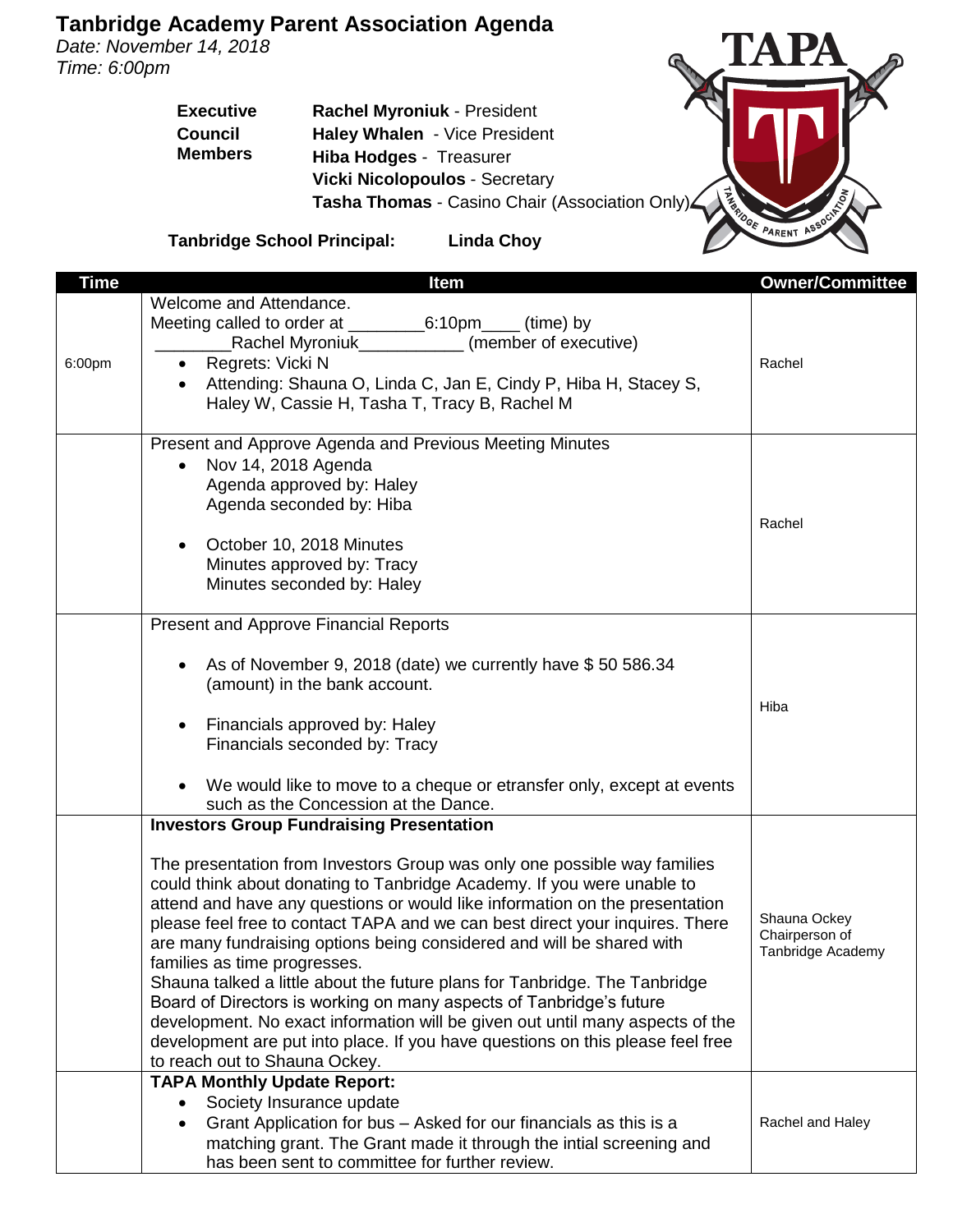# Tanbridge Academy Parent Association Agenda

*Date: November 14, 2018*
*Time: 6:00pm*

| **Executive Council Members** | |
|---|---|
| | **Rachel Myroniuk** - President |
| | **Haley Whalen** - Vice President |
| | **Hiba Hodges** - Treasurer |
| | **Vicki Nicolopoulos** - Secretary |
| | **Tasha Thomas** - Casino Chair (Association Only) |

**Tanbridge School Principal:** **Linda Choy**

| Time | Item | Owner/Committee |
|---|---|---|
| 6:00pm | Welcome and Attendance.<br>Meeting called to order at \_\_\_\_\_\_\_\_6:10pm\_\_\_\_ (time) by \_\_\_\_\_\_\_\_Rachel Myroniuk\_\_\_\_\_\_\_\_\_\_\_ (member of executive)<br>• Regrets: Vicki N<br>• Attending: Shauna O, Linda C, Jan E, Cindy P, Hiba H, Stacey S, Haley W, Cassie H, Tasha T, Tracy B, Rachel M | Rachel |
| | Present and Approve Agenda and Previous Meeting Minutes<br>• Nov 14, 2018 Agenda<br>Agenda approved by: Haley<br>Agenda seconded by: Hiba<br>• October 10, 2018 Minutes<br>Minutes approved by: Tracy<br>Minutes seconded by: Haley | Rachel |
| | Present and Approve Financial Reports<br>• As of November 9, 2018 (date) we currently have $ 50 586.34 (amount) in the bank account.<br>• Financials approved by: Haley<br>Financials seconded by: Tracy<br>• We would like to move to a cheque or etransfer only, except at events such as the Concession at the Dance. | Hiba |
| | **Investors Group Fundraising Presentation**<br>The presentation from Investors Group was only one possible way families could think about donating to Tanbridge Academy. If you were unable to attend and have any questions or would like information on the presentation please feel free to contact TAPA and we can best direct your inquires. There are many fundraising options being considered and will be shared with families as time progresses.<br>Shauna talked a little about the future plans for Tanbridge. The Tanbridge Board of Directors is working on many aspects of Tanbridge's future development. No exact information will be given out until many aspects of the development are put into place. If you have questions on this please feel free to reach out to Shauna Ockey. | Shauna Ockey Chairperson of Tanbridge Academy |
| | **TAPA Monthly Update Report:**<br>• Society Insurance update<br>• Grant Application for bus – Asked for our financials as this is a matching grant. The Grant made it through the intial screening and has been sent to committee for further review. | Rachel and Haley |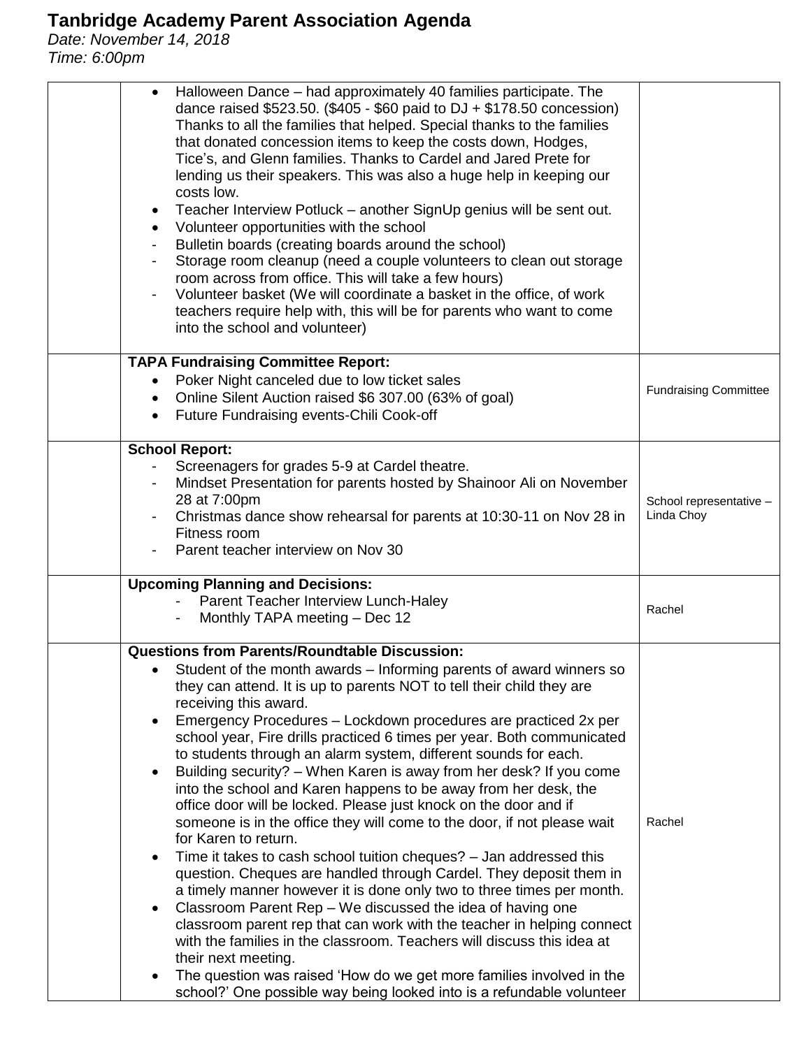# Tanbridge Academy Parent Association Agenda

*Date: November 14, 2018*
*Time: 6:00pm*

| | | |
|---|---|---|
| | • Halloween Dance – had approximately 40 families participate. The dance raised \$523.50. (\$405 - \$60 paid to DJ + \$178.50 concession) Thanks to all the families that helped. Special thanks to the families that donated concession items to keep the costs down, Hodges, Tice's, and Glenn families. Thanks to Cardel and Jared Prete for lending us their speakers. This was also a huge help in keeping our costs low.<br>• Teacher Interview Potluck – another SignUp genius will be sent out.<br>• Volunteer opportunities with the school<br>- Bulletin boards (creating boards around the school)<br>- Storage room cleanup (need a couple volunteers to clean out storage room across from office. This will take a few hours)<br>- Volunteer basket (We will coordinate a basket in the office, of work teachers require help with, this will be for parents who want to come into the school and volunteer) | |
| | **TAPA Fundraising Committee Report:**<br>• Poker Night canceled due to low ticket sales<br>• Online Silent Auction raised \$6 307.00 (63% of goal)<br>• Future Fundraising events-Chili Cook-off | Fundraising Committee |
| | **School Report:**<br>- Screenagers for grades 5-9 at Cardel theatre.<br>- Mindset Presentation for parents hosted by Shainoor Ali on November 28 at 7:00pm<br>- Christmas dance show rehearsal for parents at 10:30-11 on Nov 28 in Fitness room<br>- Parent teacher interview on Nov 30 | School representative – Linda Choy |
| | **Upcoming Planning and Decisions:**<br>- Parent Teacher Interview Lunch-Haley<br>- Monthly TAPA meeting – Dec 12 | Rachel |
| | **Questions from Parents/Roundtable Discussion:**<br>• Student of the month awards – Informing parents of award winners so they can attend. It is up to parents NOT to tell their child they are receiving this award.<br>• Emergency Procedures – Lockdown procedures are practiced 2x per school year, Fire drills practiced 6 times per year. Both communicated to students through an alarm system, different sounds for each.<br>• Building security? – When Karen is away from her desk? If you come into the school and Karen happens to be away from her desk, the office door will be locked. Please just knock on the door and if someone is in the office they will come to the door, if not please wait for Karen to return.<br>• Time it takes to cash school tuition cheques? – Jan addressed this question. Cheques are handled through Cardel. They deposit them in a timely manner however it is done only two to three times per month.<br>• Classroom Parent Rep – We discussed the idea of having one classroom parent rep that can work with the teacher in helping connect with the families in the classroom. Teachers will discuss this idea at their next meeting.<br>• The question was raised 'How do we get more families involved in the school?' One possible way being looked into is a refundable volunteer | Rachel |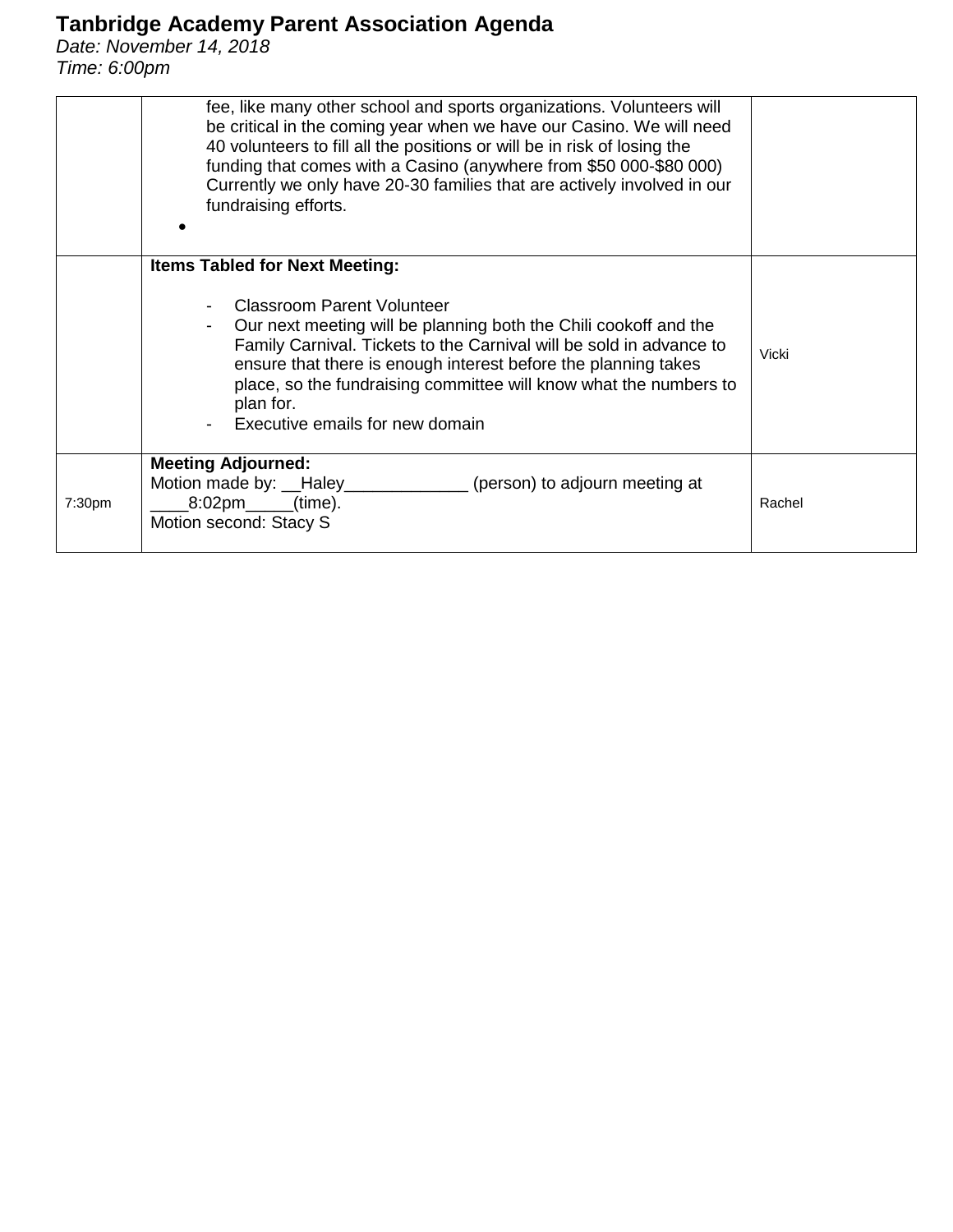# Tanbridge Academy Parent Association Agenda

*Date: November 14, 2018*
*Time: 6:00pm*

| | | |
|---|---|---|
| | fee, like many other school and sports organizations. Volunteers will be critical in the coming year when we have our Casino. We will need 40 volunteers to fill all the positions or will be in risk of losing the funding that comes with a Casino (anywhere from $50 000-$80 000) Currently we only have 20-30 families that are actively involved in our fundraising efforts.<br>• | |
| | **Items Tabled for Next Meeting:**<br>- Classroom Parent Volunteer<br>- Our next meeting will be planning both the Chili cookoff and the Family Carnival. Tickets to the Carnival will be sold in advance to ensure that there is enough interest before the planning takes place, so the fundraising committee will know what the numbers to plan for.<br>- Executive emails for new domain | Vicki |
| 7:30pm | **Meeting Adjourned:**<br>Motion made by: __Haley_____________ (person) to adjourn meeting at ____8:02pm_____(time).<br>Motion second: Stacy S | Rachel |